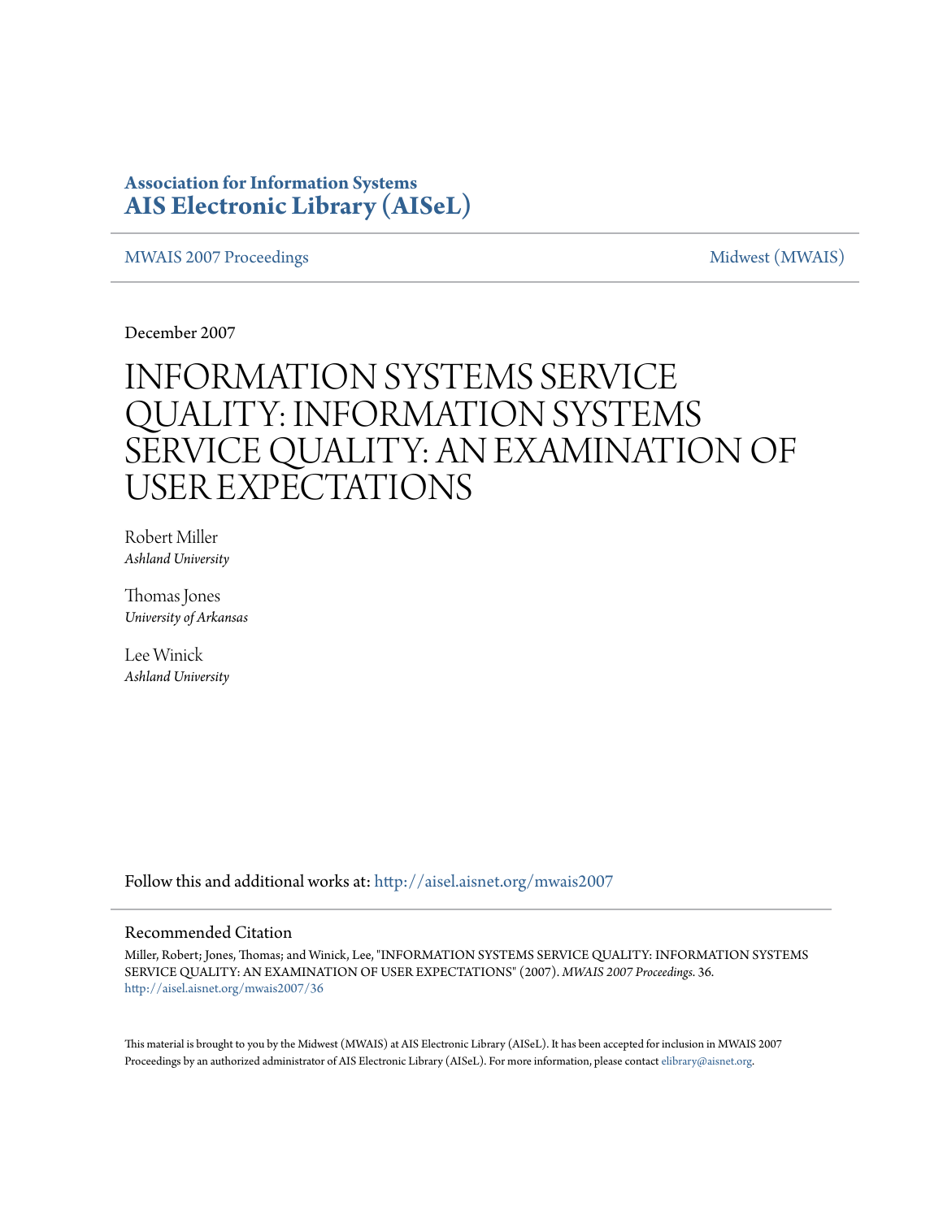# Association for Information Systems
# AIS Electronic Library (AISeL)

MWAIS 2007 Proceedings | Midwest (MWAIS)

December 2007

# INFORMATION SYSTEMS SERVICE QUALITY: INFORMATION SYSTEMS SERVICE QUALITY: AN EXAMINATION OF USER EXPECTATIONS

Robert Miller
*Ashland University*

Thomas Jones
*University of Arkansas*

Lee Winick
*Ashland University*

Follow this and additional works at: http://aisel.aisnet.org/mwais2007

## Recommended Citation

Miller, Robert; Jones, Thomas; and Winick, Lee, "INFORMATION SYSTEMS SERVICE QUALITY: INFORMATION SYSTEMS SERVICE QUALITY: AN EXAMINATION OF USER EXPECTATIONS" (2007). *MWAIS 2007 Proceedings*. 36.
http://aisel.aisnet.org/mwais2007/36

This material is brought to you by the Midwest (MWAIS) at AIS Electronic Library (AISeL). It has been accepted for inclusion in MWAIS 2007 Proceedings by an authorized administrator of AIS Electronic Library (AISeL). For more information, please contact elibrary@aisnet.org.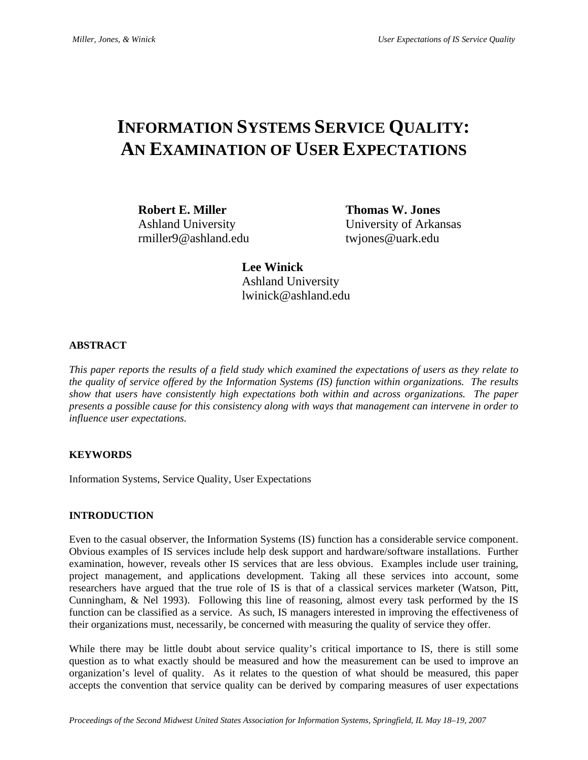# INFORMATION SYSTEMS SERVICE QUALITY: AN EXAMINATION OF USER EXPECTATIONS

**Robert E. Miller**
Ashland University
rmiller9@ashland.edu

**Thomas W. Jones**
University of Arkansas
twjones@uark.edu

**Lee Winick**
Ashland University
lwinick@ashland.edu

## ABSTRACT

*This paper reports the results of a field study which examined the expectations of users as they relate to the quality of service offered by the Information Systems (IS) function within organizations. The results show that users have consistently high expectations both within and across organizations. The paper presents a possible cause for this consistency along with ways that management can intervene in order to influence user expectations.*

## KEYWORDS

Information Systems, Service Quality, User Expectations

## INTRODUCTION

Even to the casual observer, the Information Systems (IS) function has a considerable service component. Obvious examples of IS services include help desk support and hardware/software installations. Further examination, however, reveals other IS services that are less obvious. Examples include user training, project management, and applications development. Taking all these services into account, some researchers have argued that the true role of IS is that of a classical services marketer (Watson, Pitt, Cunningham, & Nel 1993). Following this line of reasoning, almost every task performed by the IS function can be classified as a service. As such, IS managers interested in improving the effectiveness of their organizations must, necessarily, be concerned with measuring the quality of service they offer.

While there may be little doubt about service quality's critical importance to IS, there is still some question as to what exactly should be measured and how the measurement can be used to improve an organization's level of quality. As it relates to the question of what should be measured, this paper accepts the convention that service quality can be derived by comparing measures of user expectations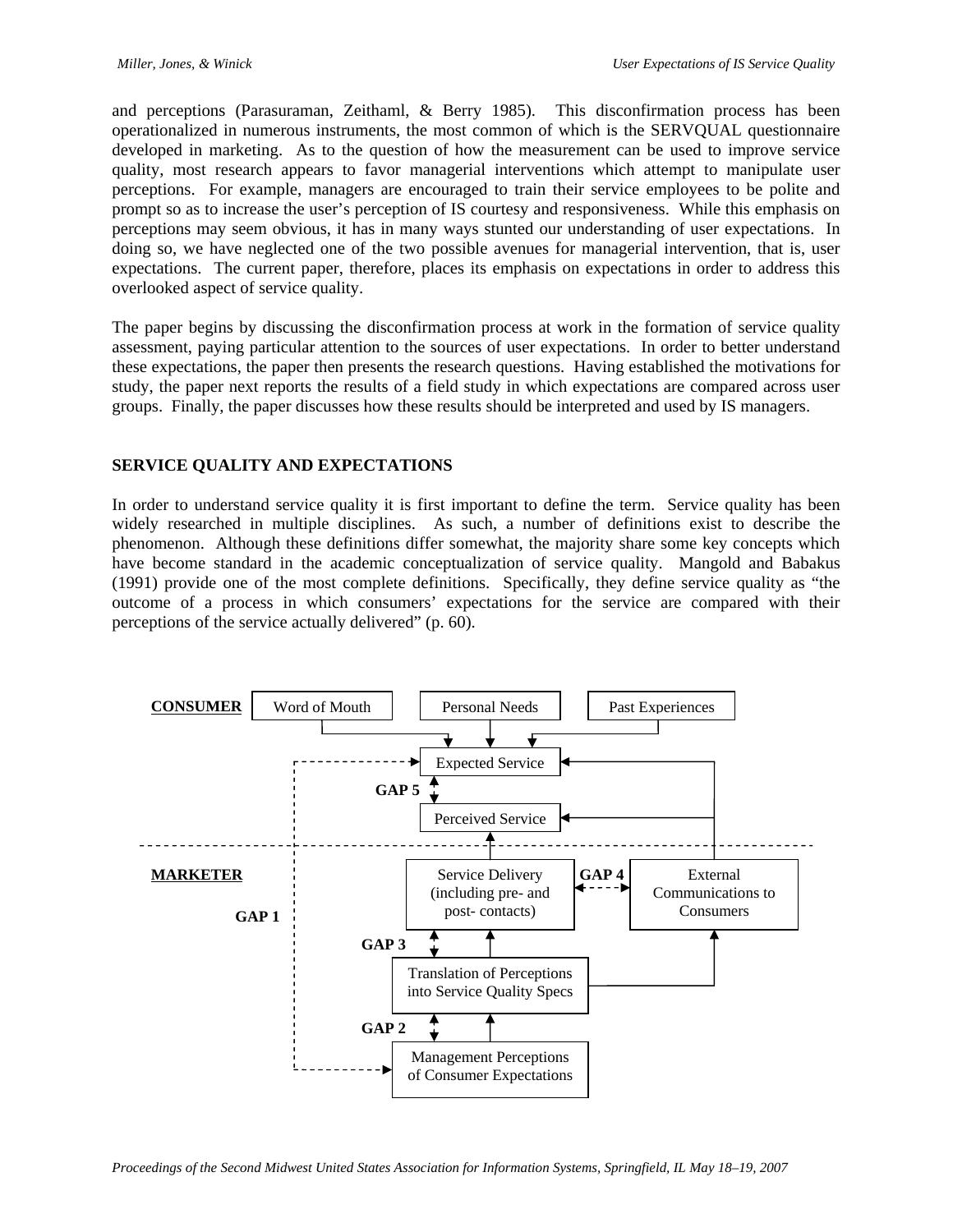and perceptions (Parasuraman, Zeithaml, & Berry 1985). This disconfirmation process has been operationalized in numerous instruments, the most common of which is the SERVQUAL questionnaire developed in marketing. As to the question of how the measurement can be used to improve service quality, most research appears to favor managerial interventions which attempt to manipulate user perceptions. For example, managers are encouraged to train their service employees to be polite and prompt so as to increase the user's perception of IS courtesy and responsiveness. While this emphasis on perceptions may seem obvious, it has in many ways stunted our understanding of user expectations. In doing so, we have neglected one of the two possible avenues for managerial intervention, that is, user expectations. The current paper, therefore, places its emphasis on expectations in order to address this overlooked aspect of service quality.

The paper begins by discussing the disconfirmation process at work in the formation of service quality assessment, paying particular attention to the sources of user expectations. In order to better understand these expectations, the paper then presents the research questions. Having established the motivations for study, the paper next reports the results of a field study in which expectations are compared across user groups. Finally, the paper discusses how these results should be interpreted and used by IS managers.

## SERVICE QUALITY AND EXPECTATIONS

In order to understand service quality it is first important to define the term. Service quality has been widely researched in multiple disciplines. As such, a number of definitions exist to describe the phenomenon. Although these definitions differ somewhat, the majority share some key concepts which have become standard in the academic conceptualization of service quality. Mangold and Babakus (1991) provide one of the most complete definitions. Specifically, they define service quality as "the outcome of a process in which consumers' expectations for the service are compared with their perceptions of the service actually delivered" (p. 60).

**CONSUMER**

Word of Mouth | Personal Needs | Past Experiences

Expected Service

GAP 5

Perceived Service

**MARKETER**

GAP 1

Service Delivery (including pre- and post- contacts) | GAP 4 | External Communications to Consumers

GAP 3

Translation of Perceptions into Service Quality Specs

GAP 2

Management Perceptions of Consumer Expectations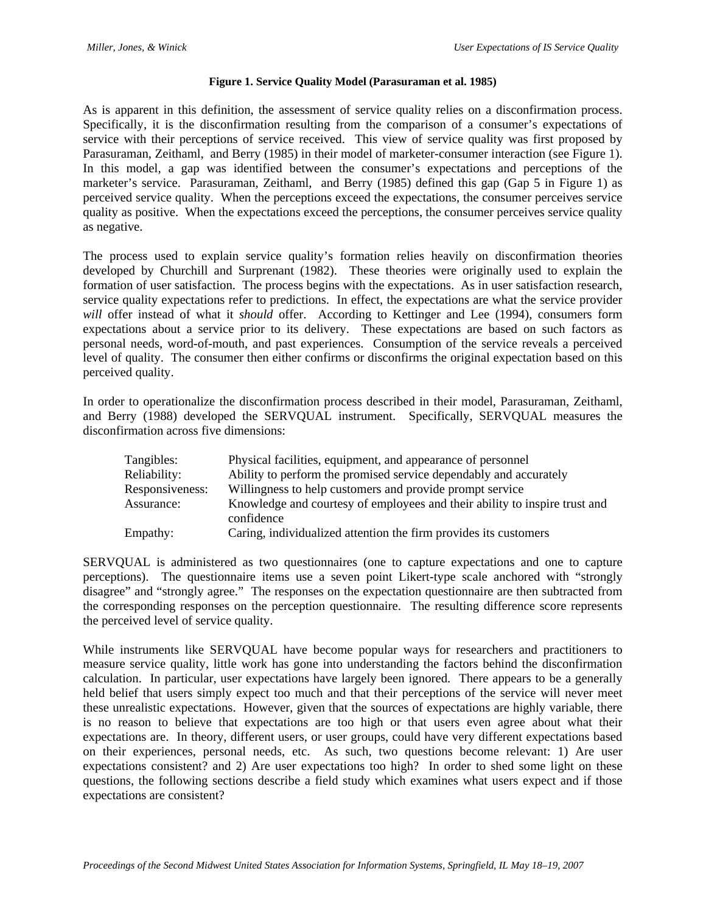**Figure 1. Service Quality Model (Parasuraman et al. 1985)**

As is apparent in this definition, the assessment of service quality relies on a disconfirmation process. Specifically, it is the disconfirmation resulting from the comparison of a consumer's expectations of service with their perceptions of service received. This view of service quality was first proposed by Parasuraman, Zeithaml, and Berry (1985) in their model of marketer-consumer interaction (see Figure 1). In this model, a gap was identified between the consumer's expectations and perceptions of the marketer's service. Parasuraman, Zeithaml, and Berry (1985) defined this gap (Gap 5 in Figure 1) as perceived service quality. When the perceptions exceed the expectations, the consumer perceives service quality as positive. When the expectations exceed the perceptions, the consumer perceives service quality as negative.

The process used to explain service quality's formation relies heavily on disconfirmation theories developed by Churchill and Surprenant (1982). These theories were originally used to explain the formation of user satisfaction. The process begins with the expectations. As in user satisfaction research, service quality expectations refer to predictions. In effect, the expectations are what the service provider *will* offer instead of what it *should* offer. According to Kettinger and Lee (1994), consumers form expectations about a service prior to its delivery. These expectations are based on such factors as personal needs, word-of-mouth, and past experiences. Consumption of the service reveals a perceived level of quality. The consumer then either confirms or disconfirms the original expectation based on this perceived quality.

In order to operationalize the disconfirmation process described in their model, Parasuraman, Zeithaml, and Berry (1988) developed the SERVQUAL instrument. Specifically, SERVQUAL measures the disconfirmation across five dimensions:

| | |
|---|---|
| Tangibles: | Physical facilities, equipment, and appearance of personnel |
| Reliability: | Ability to perform the promised service dependably and accurately |
| Responsiveness: | Willingness to help customers and provide prompt service |
| Assurance: | Knowledge and courtesy of employees and their ability to inspire trust and confidence |
| Empathy: | Caring, individualized attention the firm provides its customers |

SERVQUAL is administered as two questionnaires (one to capture expectations and one to capture perceptions). The questionnaire items use a seven point Likert-type scale anchored with "strongly disagree" and "strongly agree." The responses on the expectation questionnaire are then subtracted from the corresponding responses on the perception questionnaire. The resulting difference score represents the perceived level of service quality.

While instruments like SERVQUAL have become popular ways for researchers and practitioners to measure service quality, little work has gone into understanding the factors behind the disconfirmation calculation. In particular, user expectations have largely been ignored. There appears to be a generally held belief that users simply expect too much and that their perceptions of the service will never meet these unrealistic expectations. However, given that the sources of expectations are highly variable, there is no reason to believe that expectations are too high or that users even agree about what their expectations are. In theory, different users, or user groups, could have very different expectations based on their experiences, personal needs, etc. As such, two questions become relevant: 1) Are user expectations consistent? and 2) Are user expectations too high? In order to shed some light on these questions, the following sections describe a field study which examines what users expect and if those expectations are consistent?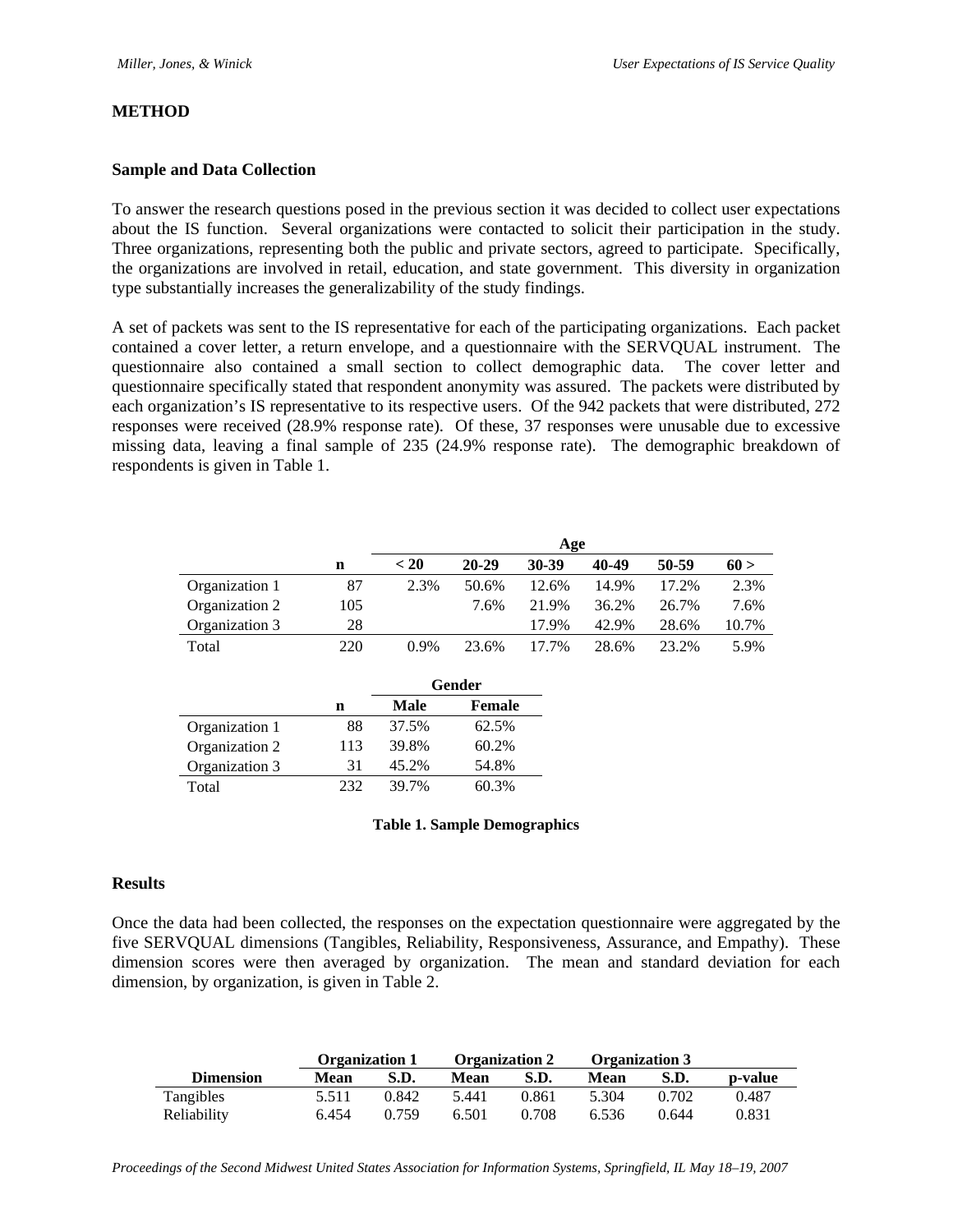## METHOD

### Sample and Data Collection

To answer the research questions posed in the previous section it was decided to collect user expectations about the IS function. Several organizations were contacted to solicit their participation in the study. Three organizations, representing both the public and private sectors, agreed to participate. Specifically, the organizations are involved in retail, education, and state government. This diversity in organization type substantially increases the generalizability of the study findings.

A set of packets was sent to the IS representative for each of the participating organizations. Each packet contained a cover letter, a return envelope, and a questionnaire with the SERVQUAL instrument. The questionnaire also contained a small section to collect demographic data. The cover letter and questionnaire specifically stated that respondent anonymity was assured. The packets were distributed by each organization's IS representative to its respective users. Of the 942 packets that were distributed, 272 responses were received (28.9% response rate). Of these, 37 responses were unusable due to excessive missing data, leaving a final sample of 235 (24.9% response rate). The demographic breakdown of respondents is given in Table 1.

| | | Age | | | | | |
|---|---|---|---|---|---|---|---|
| | n | < 20 | 20-29 | 30-39 | 40-49 | 50-59 | 60 > |
| Organization 1 | 87 | 2.3% | 50.6% | 12.6% | 14.9% | 17.2% | 2.3% |
| Organization 2 | 105 | | 7.6% | 21.9% | 36.2% | 26.7% | 7.6% |
| Organization 3 | 28 | | | 17.9% | 42.9% | 28.6% | 10.7% |
| Total | 220 | 0.9% | 23.6% | 17.7% | 28.6% | 23.2% | 5.9% |

| | | Gender | |
|---|---|---|---|
| | n | Male | Female |
| Organization 1 | 88 | 37.5% | 62.5% |
| Organization 2 | 113 | 39.8% | 60.2% |
| Organization 3 | 31 | 45.2% | 54.8% |
| Total | 232 | 39.7% | 60.3% |

**Table 1. Sample Demographics**

### Results

Once the data had been collected, the responses on the expectation questionnaire were aggregated by the five SERVQUAL dimensions (Tangibles, Reliability, Responsiveness, Assurance, and Empathy). These dimension scores were then averaged by organization. The mean and standard deviation for each dimension, by organization, is given in Table 2.

| | Organization 1 | | Organization 2 | | Organization 3 | | |
|---|---|---|---|---|---|---|---|
| Dimension | Mean | S.D. | Mean | S.D. | Mean | S.D. | p-value |
| Tangibles | 5.511 | 0.842 | 5.441 | 0.861 | 5.304 | 0.702 | 0.487 |
| Reliability | 6.454 | 0.759 | 6.501 | 0.708 | 6.536 | 0.644 | 0.831 |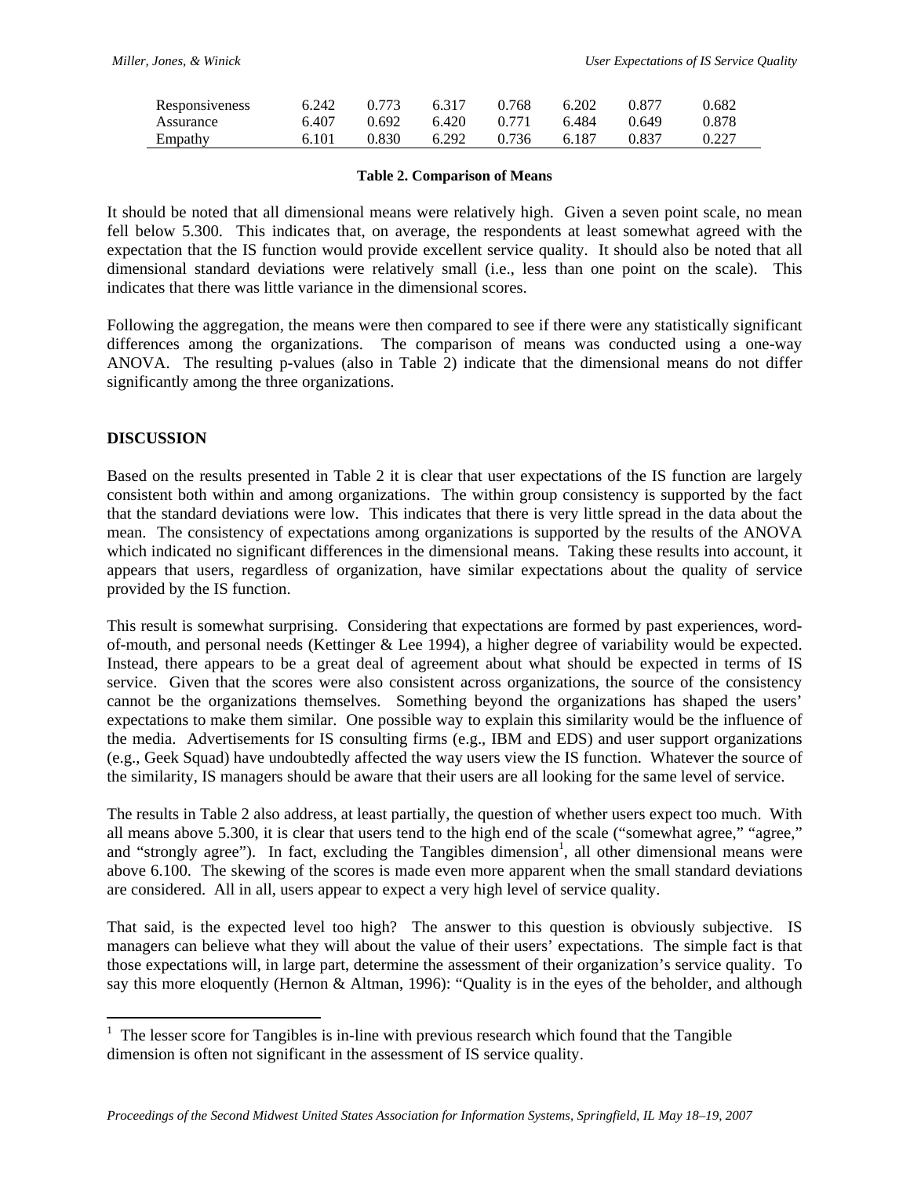| | | | | | | | |
|---|---|---|---|---|---|---|---|
| Responsiveness | 6.242 | 0.773 | 6.317 | 0.768 | 6.202 | 0.877 | 0.682 |
| Assurance | 6.407 | 0.692 | 6.420 | 0.771 | 6.484 | 0.649 | 0.878 |
| Empathy | 6.101 | 0.830 | 6.292 | 0.736 | 6.187 | 0.837 | 0.227 |

**Table 2. Comparison of Means**

It should be noted that all dimensional means were relatively high. Given a seven point scale, no mean fell below 5.300. This indicates that, on average, the respondents at least somewhat agreed with the expectation that the IS function would provide excellent service quality. It should also be noted that all dimensional standard deviations were relatively small (i.e., less than one point on the scale). This indicates that there was little variance in the dimensional scores.

Following the aggregation, the means were then compared to see if there were any statistically significant differences among the organizations. The comparison of means was conducted using a one-way ANOVA. The resulting p-values (also in Table 2) indicate that the dimensional means do not differ significantly among the three organizations.

## DISCUSSION

Based on the results presented in Table 2 it is clear that user expectations of the IS function are largely consistent both within and among organizations. The within group consistency is supported by the fact that the standard deviations were low. This indicates that there is very little spread in the data about the mean. The consistency of expectations among organizations is supported by the results of the ANOVA which indicated no significant differences in the dimensional means. Taking these results into account, it appears that users, regardless of organization, have similar expectations about the quality of service provided by the IS function.

This result is somewhat surprising. Considering that expectations are formed by past experiences, word-of-mouth, and personal needs (Kettinger & Lee 1994), a higher degree of variability would be expected. Instead, there appears to be a great deal of agreement about what should be expected in terms of IS service. Given that the scores were also consistent across organizations, the source of the consistency cannot be the organizations themselves. Something beyond the organizations has shaped the users' expectations to make them similar. One possible way to explain this similarity would be the influence of the media. Advertisements for IS consulting firms (e.g., IBM and EDS) and user support organizations (e.g., Geek Squad) have undoubtedly affected the way users view the IS function. Whatever the source of the similarity, IS managers should be aware that their users are all looking for the same level of service.

The results in Table 2 also address, at least partially, the question of whether users expect too much. With all means above 5.300, it is clear that users tend to the high end of the scale ("somewhat agree," "agree," and "strongly agree"). In fact, excluding the Tangibles dimension[1], all other dimensional means were above 6.100. The skewing of the scores is made even more apparent when the small standard deviations are considered. All in all, users appear to expect a very high level of service quality.

That said, is the expected level too high? The answer to this question is obviously subjective. IS managers can believe what they will about the value of their users' expectations. The simple fact is that those expectations will, in large part, determine the assessment of their organization's service quality. To say this more eloquently (Hernon & Altman, 1996): "Quality is in the eyes of the beholder, and although

[1] The lesser score for Tangibles is in-line with previous research which found that the Tangible dimension is often not significant in the assessment of IS service quality.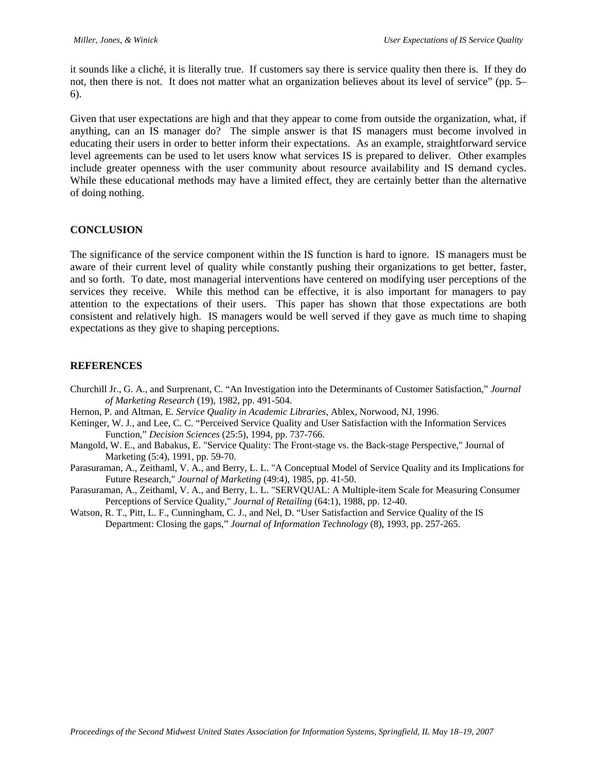it sounds like a cliché, it is literally true. If customers say there is service quality then there is. If they do not, then there is not. It does not matter what an organization believes about its level of service" (pp. 5–6).

Given that user expectations are high and that they appear to come from outside the organization, what, if anything, can an IS manager do? The simple answer is that IS managers must become involved in educating their users in order to better inform their expectations. As an example, straightforward service level agreements can be used to let users know what services IS is prepared to deliver. Other examples include greater openness with the user community about resource availability and IS demand cycles. While these educational methods may have a limited effect, they are certainly better than the alternative of doing nothing.

## CONCLUSION

The significance of the service component within the IS function is hard to ignore. IS managers must be aware of their current level of quality while constantly pushing their organizations to get better, faster, and so forth. To date, most managerial interventions have centered on modifying user perceptions of the services they receive. While this method can be effective, it is also important for managers to pay attention to the expectations of their users. This paper has shown that those expectations are both consistent and relatively high. IS managers would be well served if they gave as much time to shaping expectations as they give to shaping perceptions.

## REFERENCES

Churchill Jr., G. A., and Surprenant, C. "An Investigation into the Determinants of Customer Satisfaction," *Journal of Marketing Research* (19), 1982, pp. 491-504.

Hernon, P. and Altman, E. *Service Quality in Academic Libraries*, Ablex, Norwood, NJ, 1996.

Kettinger, W. J., and Lee, C. C. "Perceived Service Quality and User Satisfaction with the Information Services Function," *Decision Sciences* (25:5), 1994, pp. 737-766.

Mangold, W. E., and Babakus, E. "Service Quality: The Front-stage vs. the Back-stage Perspective," Journal of Marketing (5:4), 1991, pp. 59-70.

Parasuraman, A., Zeithaml, V. A., and Berry, L. L. "A Conceptual Model of Service Quality and its Implications for Future Research," *Journal of Marketing* (49:4), 1985, pp. 41-50.

Parasuraman, A., Zeithaml, V. A., and Berry, L. L. "SERVQUAL: A Multiple-item Scale for Measuring Consumer Perceptions of Service Quality," *Journal of Retailing* (64:1), 1988, pp. 12-40.

Watson, R. T., Pitt, L. F., Cunningham, C. J., and Nel, D. "User Satisfaction and Service Quality of the IS Department: Closing the gaps," *Journal of Information Technology* (8), 1993, pp. 257-265.